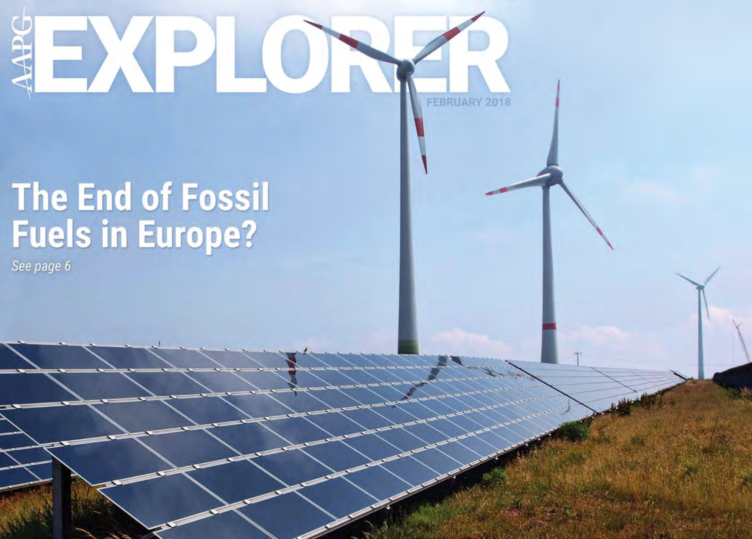# AAPG EXPLORER

FEBRUARY 2018

## The End of Fossil Fuels in Europe?

*See page 6*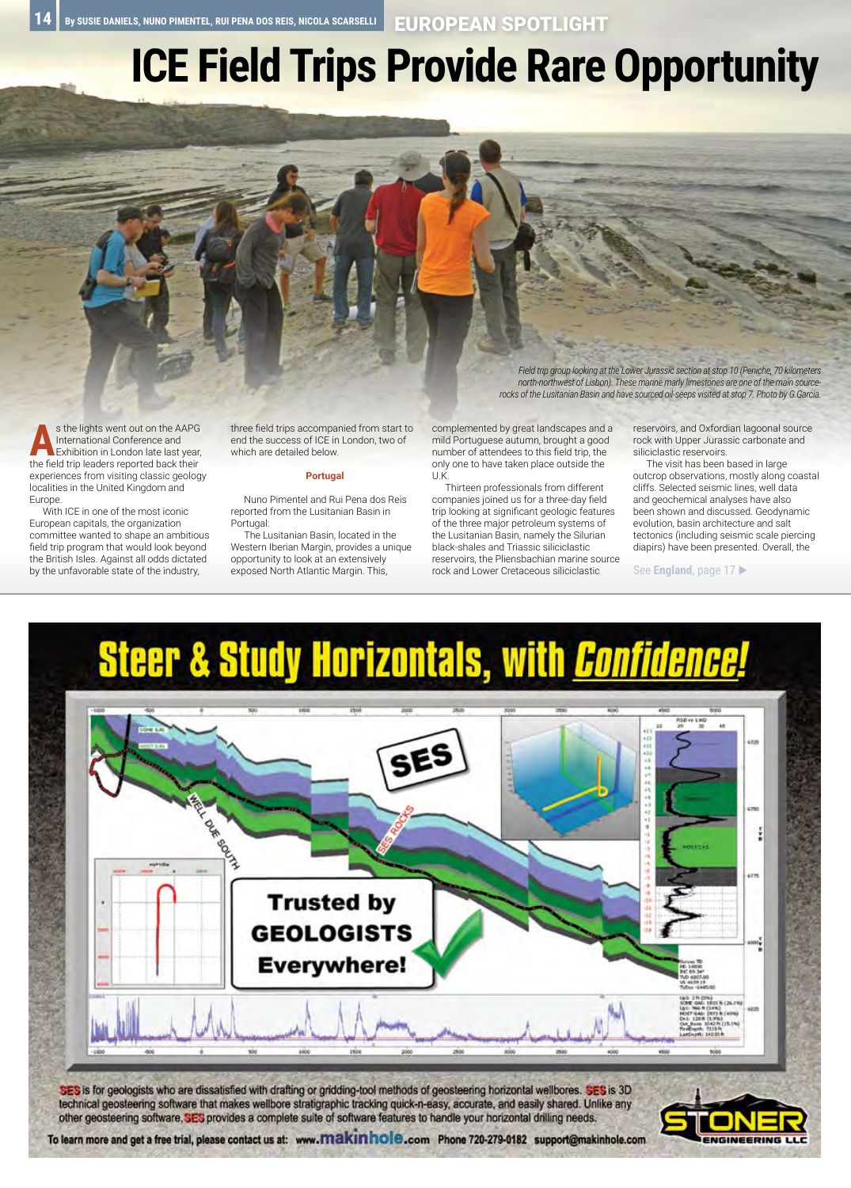# ICE Field Trips Provide Rare Opportunity

By SUSIE DANIELS, NUNO PIMENTEL, RUI PENA DOS REIS, NICOLA SCARSELLI

*Field trip group looking at the Lower Jurassic section at stop 10 (Peniche, 70 kilometers north-northwest of Lisbon). These marine marly limestones are one of the main source-rocks of the Lusitanian Basin and have sourced oil-seeps visited at stop 7. Photo by G.Garcia.*

As the lights went out on the AAPG International Conference and Exhibition in London late last year, the field trip leaders reported back their experiences from visiting classic geology localities in the United Kingdom and Europe.

With ICE in one of the most iconic European capitals, the organization committee wanted to shape an ambitious field trip program that would look beyond the British Isles. Against all odds dictated by the unfavorable state of the industry, three field trips accompanied from start to end the success of ICE in London, two of which are detailed below.

## Portugal

Nuno Pimentel and Rui Pena dos Reis reported from the Lusitanian Basin in Portugal:

The Lusitanian Basin, located in the Western Iberian Margin, provides a unique opportunity to look at an extensively exposed North Atlantic Margin. This, complemented by great landscapes and a mild Portuguese autumn, brought a good number of attendees to this field trip, the only one to have taken place outside the U.K.

Thirteen professionals from different companies joined us for a three-day field trip looking at significant geologic features of the three major petroleum systems of the Lusitanian Basin, namely the Silurian black-shales and Triassic siliciclastic reservoirs, the Pliensbachian marine source rock and Lower Cretaceous siliciclastic reservoirs, and Oxfordian lagoonal source rock with Upper Jurassic carbonate and siliciclastic reservoirs.

The visit has been based in large outcrop observations, mostly along coastal cliffs. Selected seismic lines, well data and geochemical analyses have also been shown and discussed. Geodynamic evolution, basin architecture and salt tectonics (including seismic scale piercing diapirs) have been presented. Overall, the

See **England**, page 17 ▶

# Steer & Study Horizontals, with *Confidence!*

Trusted by GEOLOGISTS Everywhere!

**SES** is for geologists who are dissatisfied with drafting or gridding-tool methods of geosteering horizontal wellbores. **SES** is 3D technical geosteering software that makes wellbore stratigraphic tracking quick-n-easy, accurate, and easily shared. Unlike any other geosteering software, **SES** provides a complete suite of software features to handle your horizontal drilling needs.

To learn more and get a free trial, please contact us at: www.makinhole.com Phone 720-279-0182 support@makinhole.com

STONER ENGINEERING LLC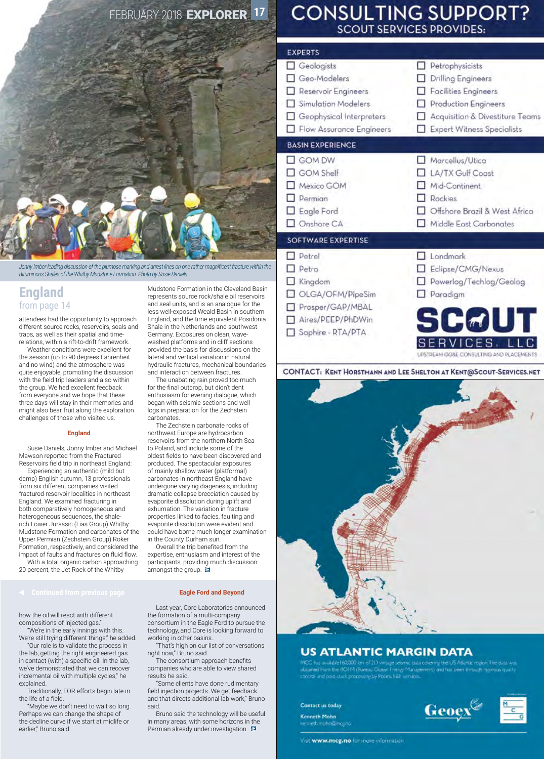*Jonny Imber leading discussion of the plumose marking and arrest lines on one rather magnificent fracture within the Bituminous Shales of the Whitby Mudstone Formation. Photo by Susie Daniels.*

## England

from page 14

attendees had the opportunity to approach different source rocks, reservoirs, seals and traps, as well as their spatial and time-relations, within a rift-to-drift framework.

Weather conditions were excellent for the season (up to 90 degrees Fahrenheit and no wind) and the atmosphere was quite enjoyable, promoting the discussion with the field trip leaders and also within the group. We had excellent feedback from everyone and we hope that these three days will stay in their memories and might also bear fruit along the exploration challenges of those who visited us.

### England

Susie Daniels, Jonny Imber and Michael Mawson reported from the Fractured Reservoirs field trip in northeast England:

Experiencing an authentic (mild but damp) English autumn, 13 professionals from six different companies visited fractured reservoir localities in northeast England. We examined fracturing in both comparatively homogeneous and heterogeneous sequences, the shale-rich Lower Jurassic (Lias Group) Whitby Mudstone Formation and carbonates of the Upper Permian (Zechstein Group) Roker Formation, respectively, and considered the impact of faults and fractures on fluid flow.

With a total organic carbon approaching 20 percent, the Jet Rock of the Whitby Mudstone Formation in the Cleveland Basin represents source rock/shale oil reservoirs and seal units, and is an analogue for the less well-exposed Weald Basin in southern England, and the time equivalent Posidonia Shale in the Netherlands and southwest Germany. Exposures on clean, wave-washed platforms and in cliff sections provided the basis for discussions on the lateral and vertical variation in natural hydraulic fractures, mechanical boundaries and interaction between fractures.

The unabating rain proved too much for the final outcrop, but didn't dent enthusiasm for evening dialogue, which began with seismic sections and well logs in preparation for the Zechstein carbonates.

The Zechstein carbonate rocks of northwest Europe are hydrocarbon reservoirs from the northern North Sea to Poland, and include some of the oldest fields to have been discovered and produced. The spectacular exposures of mainly shallow water (platformal) carbonates in northeast England have undergone varying diagenesis, including dramatic collapse brecciation caused by evaporite dissolution during uplift and exhumation. The variation in fracture properties linked to facies, faulting and evaporite dissolution were evident and could have borne much longer examination in the County Durham sun.

Overall the trip benefited from the expertise, enthusiasm and interest of the participants, providing much discussion amongst the group.

---

Continued from previous page

how the oil will react with different compositions of injected gas."

"We're in the early innings with this. We're still trying different things," he added.

"Our role is to validate the process in the lab, getting the right engineered gas in contact (with) a specific oil. In the lab, we've demonstrated that we can recover incremental oil with multiple cycles," he explained.

Traditionally, EOR efforts begin late in the life of a field.

"Maybe we don't need to wait so long. Perhaps we can change the shape of the decline curve if we start at midlife or earlier," Bruno said.

### Eagle Ford and Beyond

Last year, Core Laboratories announced the formation of a multi-company consortium in the Eagle Ford to pursue the technology, and Core is looking forward to working in other basins.

"That's high on our list of conversations right now," Bruno said.

The consortium approach benefits companies who are able to view shared results he said.

"Some clients have done rudimentary field injection projects. We get feedback and that directs additional lab work," Bruno said.

Bruno said the technology will be useful in many areas, with some horizons in the Permian already under investigation.

---

# CONSULTING SUPPORT?

## SCOUT SERVICES PROVIDES:

**EXPERTS**

- Geologists
- Geo-Modelers
- Reservoir Engineers
- Simulation Modelers
- Geophysical Interpreters
- Flow Assurance Engineers
- Petrophysicists
- Drilling Engineers
- Facilities Engineers
- Production Engineers
- Acquisition & Divestiture Teams
- Expert Witness Specialists

**BASIN EXPERIENCE**

- GOM DW
- GOM Shelf
- Mexico GOM
- Permian
- Eagle Ford
- Onshore CA
- Marcellus/Utica
- LA/TX Gulf Coast
- Mid-Continent
- Rockies
- Offshore Brazil & West Africa
- Middle East Carbonates

**SOFTWARE EXPERTISE**

- Petrel
- Petra
- Kingdom
- OLGA/OFM/PipeSim
- Prosper/GAP/MBAL
- Aires/PEEP/PhDWin
- Sophire - RTA/PTA
- Landmark
- Eclipse/CMG/Nexus
- Powerlog/Techlog/Geolog
- Paradigm

SCOUT SERVICES, LLC

UPSTREAM GG&E CONSULTING AND PLACEMENTS

CONTACT: Kent Horstmann and Lee Shelton at Kent@Scout-Services.net

---

## US ATLANTIC MARGIN DATA

MCG has available 160,000 km of 2D vintage seismic data covering the US Atlantic region. The data was obtained from the BOEM (Bureau Ocean Energy Management) and has been through rigorous quality control and post-stack processing by Polaris E&E services.

Contact us today

Kenneth Mohn

kenneth.mohn@mcg.no

Visit **www.mcg.no** for more information

Geoex

MCG